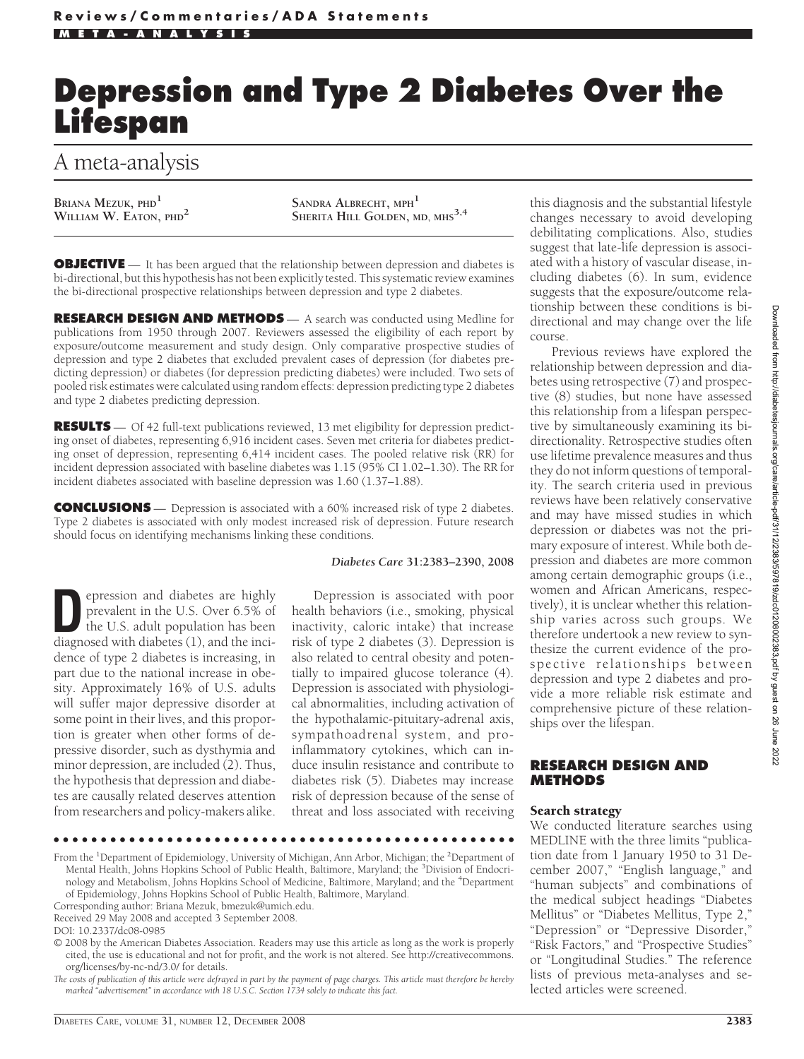Reviews/Commentaries/ADA Statements

META-ANALYSIS

# Depression and Type 2 Diabetes Over the Lifespan

## A meta-analysis

BRIANA MEZUK, PHD[1]
WILLIAM W. EATON, PHD[2]
SANDRA ALBRECHT, MPH[1]
SHERITA HILL GOLDEN, MD, MHS[3,4]

**OBJECTIVE** — It has been argued that the relationship between depression and diabetes is bi-directional, but this hypothesis has not been explicitly tested. This systematic review examines the bi-directional prospective relationships between depression and type 2 diabetes.

**RESEARCH DESIGN AND METHODS** — A search was conducted using Medline for publications from 1950 through 2007. Reviewers assessed the eligibility of each report by exposure/outcome measurement and study design. Only comparative prospective studies of depression and type 2 diabetes that excluded prevalent cases of depression (for diabetes predicting depression) or diabetes (for depression predicting diabetes) were included. Two sets of pooled risk estimates were calculated using random effects: depression predicting type 2 diabetes and type 2 diabetes predicting depression.

**RESULTS** — Of 42 full-text publications reviewed, 13 met eligibility for depression predicting onset of diabetes, representing 6,916 incident cases. Seven met criteria for diabetes predicting onset of depression, representing 6,414 incident cases. The pooled relative risk (RR) for incident depression associated with baseline diabetes was 1.15 (95% CI 1.02–1.30). The RR for incident diabetes associated with baseline depression was 1.60 (1.37–1.88).

**CONCLUSIONS** — Depression is associated with a 60% increased risk of type 2 diabetes. Type 2 diabetes is associated with only modest increased risk of depression. Future research should focus on identifying mechanisms linking these conditions.

*Diabetes Care* **31**:2383–2390, 2008

Depression and diabetes are highly prevalent in the U.S. Over 6.5% of the U.S. adult population has been diagnosed with diabetes (1), and the incidence of type 2 diabetes is increasing, in part due to the national increase in obesity. Approximately 16% of U.S. adults will suffer major depressive disorder at some point in their lives, and this proportion is greater when other forms of depressive disorder, such as dysthymia and minor depression, are included (2). Thus, the hypothesis that depression and diabetes are causally related deserves attention from researchers and policy-makers alike.

Depression is associated with poor health behaviors (i.e., smoking, physical inactivity, caloric intake) that increase risk of type 2 diabetes (3). Depression is also related to central obesity and potentially to impaired glucose tolerance (4). Depression is associated with physiological abnormalities, including activation of the hypothalamic-pituitary-adrenal axis, sympathoadrenal system, and proinflammatory cytokines, which can induce insulin resistance and contribute to diabetes risk (5). Diabetes may increase risk of depression because of the sense of threat and loss associated with receiving this diagnosis and the substantial lifestyle changes necessary to avoid developing debilitating complications. Also, studies suggest that late-life depression is associated with a history of vascular disease, including diabetes (6). In sum, evidence suggests that the exposure/outcome relationship between these conditions is bidirectional and may change over the life course.

Previous reviews have explored the relationship between depression and diabetes using retrospective (7) and prospective (8) studies, but none have assessed this relationship from a lifespan perspective by simultaneously examining its bidirectionality. Retrospective studies often use lifetime prevalence measures and thus they do not inform questions of temporality. The search criteria used in previous reviews have been relatively conservative and may have missed studies in which depression or diabetes was not the primary exposure of interest. While both depression and diabetes are more common among certain demographic groups (i.e., women and African Americans, respectively), it is unclear whether this relationship varies across such groups. We therefore undertook a new review to synthesize the current evidence of the prospective relationships between depression and type 2 diabetes and provide a more reliable risk estimate and comprehensive picture of these relationships over the lifespan.

## RESEARCH DESIGN AND METHODS

### Search strategy

We conducted literature searches using MEDLINE with the three limits "publication date from 1 January 1950 to 31 December 2007," "English language," and "human subjects" and combinations of the medical subject headings "Diabetes Mellitus" or "Diabetes Mellitus, Type 2," "Depression" or "Depressive Disorder," "Risk Factors," and "Prospective Studies" or "Longitudinal Studies." The reference lists of previous meta-analyses and selected articles were screened.

From the [1]Department of Epidemiology, University of Michigan, Ann Arbor, Michigan; the [2]Department of Mental Health, Johns Hopkins School of Public Health, Baltimore, Maryland; the [3]Division of Endocrinology and Metabolism, Johns Hopkins School of Medicine, Baltimore, Maryland; and the [4]Department of Epidemiology, Johns Hopkins School of Public Health, Baltimore, Maryland.

Corresponding author: Briana Mezuk, bmezuk@umich.edu.

Received 29 May 2008 and accepted 3 September 2008.

DOI: 10.2337/dc08-0985

© 2008 by the American Diabetes Association. Readers may use this article as long as the work is properly cited, the use is educational and not for profit, and the work is not altered. See http://creativecommons.org/licenses/by-nc-nd/3.0/ for details.

*The costs of publication of this article were defrayed in part by the payment of page charges. This article must therefore be hereby marked "advertisement" in accordance with 18 U.S.C. Section 1734 solely to indicate this fact.*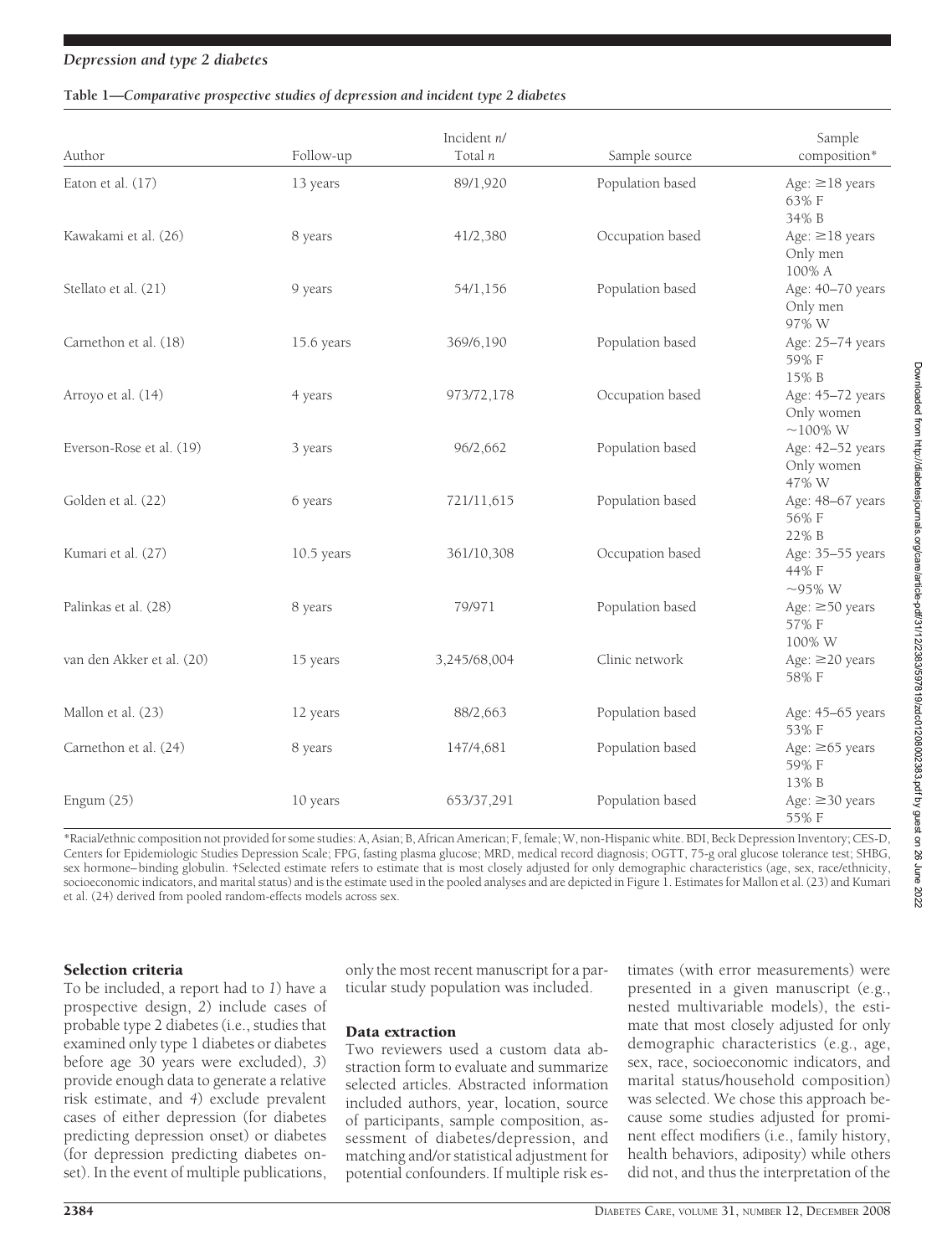**Table 1—Comparative prospective studies of depression and incident type 2 diabetes**

| Author | Follow-up | Incident *n*/ Total *n* | Sample source | Sample composition* |
|---|---|---|---|---|
| Eaton et al. (17) | 13 years | 89/1,920 | Population based | Age: ≥18 years 63% F 34% B |
| Kawakami et al. (26) | 8 years | 41/2,380 | Occupation based | Age: ≥18 years Only men 100% A |
| Stellato et al. (21) | 9 years | 54/1,156 | Population based | Age: 40–70 years Only men 97% W |
| Carnethon et al. (18) | 15.6 years | 369/6,190 | Population based | Age: 25–74 years 59% F 15% B |
| Arroyo et al. (14) | 4 years | 973/72,178 | Occupation based | Age: 45–72 years Only women ~100% W |
| Everson-Rose et al. (19) | 3 years | 96/2,662 | Population based | Age: 42–52 years Only women 47% W |
| Golden et al. (22) | 6 years | 721/11,615 | Population based | Age: 48–67 years 56% F 22% B |
| Kumari et al. (27) | 10.5 years | 361/10,308 | Occupation based | Age: 35–55 years 44% F ~95% W |
| Palinkas et al. (28) | 8 years | 79/971 | Population based | Age: ≥50 years 57% F 100% W |
| van den Akker et al. (20) | 15 years | 3,245/68,004 | Clinic network | Age: ≥20 years 58% F |
| Mallon et al. (23) | 12 years | 88/2,663 | Population based | Age: 45–65 years 53% F |
| Carnethon et al. (24) | 8 years | 147/4,681 | Population based | Age: ≥65 years 59% F 13% B |
| Engum (25) | 10 years | 653/37,291 | Population based | Age: ≥30 years 55% F |

*Racial/ethnic composition not provided for some studies: A, Asian; B, African American; F, female; W, non-Hispanic white. BDI, Beck Depression Inventory; CES-D, Centers for Epidemiologic Studies Depression Scale; FPG, fasting plasma glucose; MRD, medical record diagnosis; OGTT, 75-g oral glucose tolerance test; SHBG, sex hormone–binding globulin. †Selected estimate refers to estimate that is most closely adjusted for only demographic characteristics (age, sex, race/ethnicity, socioeconomic indicators, and marital status) and is the estimate used in the pooled analyses and are depicted in Figure 1. Estimates for Mallon et al. (23) and Kumari et al. (24) derived from pooled random-effects models across sex.

### Selection criteria

To be included, a report had to *1*) have a prospective design, *2*) include cases of probable type 2 diabetes (i.e., studies that examined only type 1 diabetes or diabetes before age 30 years were excluded), *3*) provide enough data to generate a relative risk estimate, and *4*) exclude prevalent cases of either depression (for diabetes predicting depression onset) or diabetes (for depression predicting diabetes onset). In the event of multiple publications, only the most recent manuscript for a particular study population was included.

### Data extraction

Two reviewers used a custom data abstraction form to evaluate and summarize selected articles. Abstracted information included authors, year, location, source of participants, sample composition, assessment of diabetes/depression, and matching and/or statistical adjustment for potential confounders. If multiple risk estimates (with error measurements) were presented in a given manuscript (e.g., nested multivariable models), the estimate that most closely adjusted for only demographic characteristics (e.g., age, sex, race, socioeconomic indicators, and marital status/household composition) was selected. We chose this approach because some studies adjusted for prominent effect modifiers (i.e., family history, health behaviors, adiposity) while others did not, and thus the interpretation of the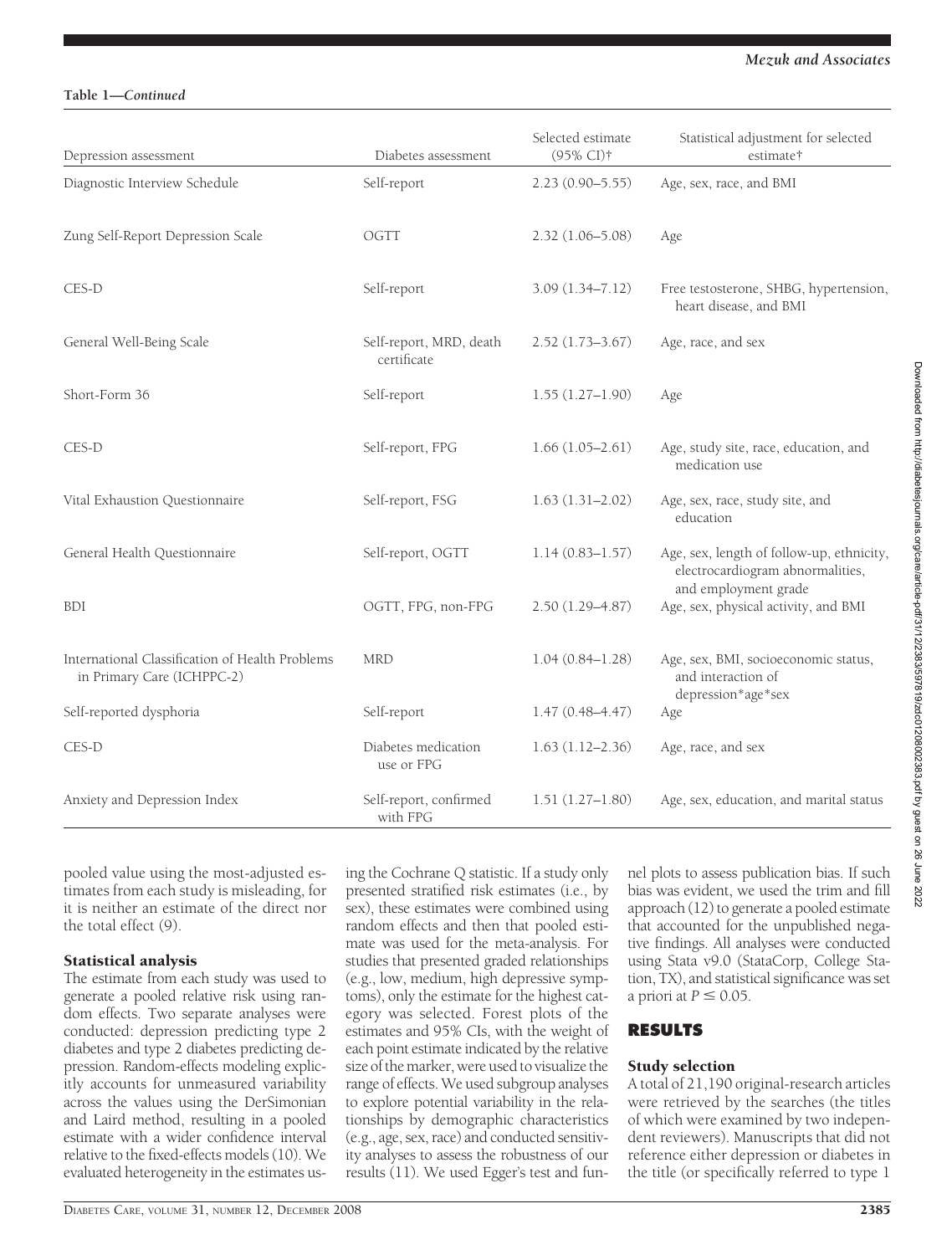**Table 1—*Continued***

| Depression assessment | Diabetes assessment | Selected estimate (95% CI)† | Statistical adjustment for selected estimate† |
|---|---|---|---|
| Diagnostic Interview Schedule | Self-report | 2.23 (0.90–5.55) | Age, sex, race, and BMI |
| Zung Self-Report Depression Scale | OGTT | 2.32 (1.06–5.08) | Age |
| CES-D | Self-report | 3.09 (1.34–7.12) | Free testosterone, SHBG, hypertension, heart disease, and BMI |
| General Well-Being Scale | Self-report, MRD, death certificate | 2.52 (1.73–3.67) | Age, race, and sex |
| Short-Form 36 | Self-report | 1.55 (1.27–1.90) | Age |
| CES-D | Self-report, FPG | 1.66 (1.05–2.61) | Age, study site, race, education, and medication use |
| Vital Exhaustion Questionnaire | Self-report, FSG | 1.63 (1.31–2.02) | Age, sex, race, study site, and education |
| General Health Questionnaire | Self-report, OGTT | 1.14 (0.83–1.57) | Age, sex, length of follow-up, ethnicity, electrocardiogram abnormalities, and employment grade |
| BDI | OGTT, FPG, non-FPG | 2.50 (1.29–4.87) | Age, sex, physical activity, and BMI |
| International Classification of Health Problems in Primary Care (ICHPPC-2) | MRD | 1.04 (0.84–1.28) | Age, sex, BMI, socioeconomic status, and interaction of depression*age*sex |
| Self-reported dysphoria | Self-report | 1.47 (0.48–4.47) | Age |
| CES-D | Diabetes medication use or FPG | 1.63 (1.12–2.36) | Age, race, and sex |
| Anxiety and Depression Index | Self-report, confirmed with FPG | 1.51 (1.27–1.80) | Age, sex, education, and marital status |

pooled value using the most-adjusted estimates from each study is misleading, for it is neither an estimate of the direct nor the total effect (9).

### Statistical analysis

The estimate from each study was used to generate a pooled relative risk using random effects. Two separate analyses were conducted: depression predicting type 2 diabetes and type 2 diabetes predicting depression. Random-effects modeling explicitly accounts for unmeasured variability across the values using the DerSimonian and Laird method, resulting in a pooled estimate with a wider confidence interval relative to the fixed-effects models (10). We evaluated heterogeneity in the estimates using the Cochrane Q statistic. If a study only presented stratified risk estimates (i.e., by sex), these estimates were combined using random effects and then that pooled estimate was used for the meta-analysis. For studies that presented graded relationships (e.g., low, medium, high depressive symptoms), only the estimate for the highest category was selected. Forest plots of the estimates and 95% CIs, with the weight of each point estimate indicated by the relative size of the marker, were used to visualize the range of effects. We used subgroup analyses to explore potential variability in the relationships by demographic characteristics (e.g., age, sex, race) and conducted sensitivity analyses to assess the robustness of our results (11). We used Egger's test and funnel plots to assess publication bias. If such bias was evident, we used the trim and fill approach (12) to generate a pooled estimate that accounted for the unpublished negative findings. All analyses were conducted using Stata v9.0 (StataCorp, College Station, TX), and statistical significance was set a priori at $P \leq 0.05$.

## RESULTS

### Study selection

A total of 21,190 original-research articles were retrieved by the searches (the titles of which were examined by two independent reviewers). Manuscripts that did not reference either depression or diabetes in the title (or specifically referred to type 1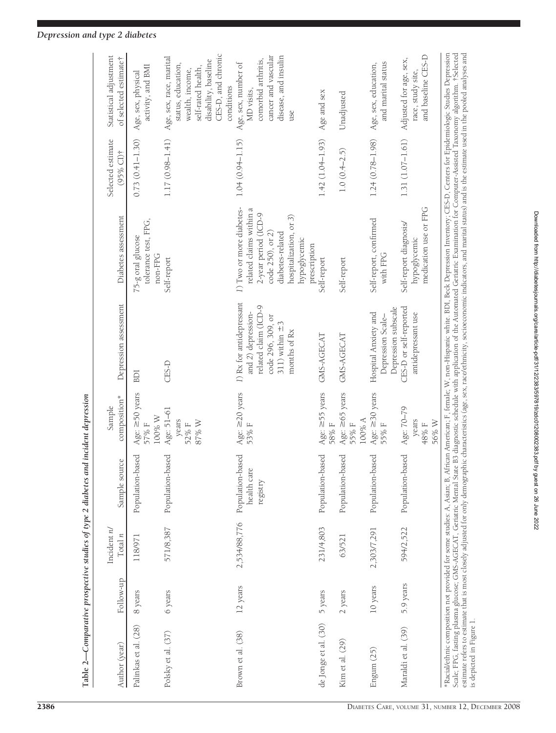**Table 2—Comparative prospective studies of type 2 diabetes and incident depression**

| Author (year) | Follow-up | Incident n/ Total n | Sample source | Sample composition* | Depression assessment | Diabetes assessment | Selected estimate (95% CI)† | Statistical adjustment of selected estimate† |
|---|---|---|---|---|---|---|---|---|
| Palinkas et al. (28) | 8 years | 118/971 | Population-based | Age: ≥50 years 57% F 100% W | BDI | 75-g oral glucose tolerance test, FPG, non-FPG | 0.73 (0.41–1.30) | Age, sex, physical activity, and BMI |
| Polsky et al. (37) | 6 years | 571/8,387 | Population-based | Age: 51–61 years 52% F 87% W | CES-D | Self-report | 1.17 (0.98–1.41) | Age, sex, race, marital status, education, wealth, income, self-rated health, disability, baseline CES-D, and chronic conditions |
| Brown et al. (38) | 12 years | 2,534/88,776 | Population-based health care registry | Age: ≥20 years 53% F | 1) Rx for antidepressant and 2) depression-related claim (ICD-9 code 296, 309, or 311) within ±3 months of Rx | 1) Two or more diabetes-related claims within a 2-year period (ICD-9 code 250), or 2) diabetes-related hospitalization, or 3) hypoglycemic prescription | 1.04 (0.94–1.15) | Age, sex, number of MD visits, comorbid arthritis, cancer and vascular disease, and insulin use |
| de Jonge et al. (30) | 5 years | 231/4,803 | Population-based | Age: ≥55 years 58% F | GMS-AGECAT | Self-report | 1.42 (1.04–1.93) | Age and sex |
| Kim et al. (29) | 2 years | 63/521 | Population-based | Age: ≥65 years 55% F 100% A | GMS-AGECAT | Self-report | 1.0 (0.4–2.5) | Unadjusted |
| Engum (25) | 10 years | 2,303/7,291 | Population-based | Age: ≥30 years 55% F | Hospital Anxiety and Depression Scale–Depression subscale | Self-report, confirmed with FPG | 1.24 (0.78–1.98) | Age, sex, education, and marital status |
| Maraldi et al. (39) | 5.9 years | 594/2,522 | Population-based | Age: 70–79 years 48% F 56% W | CES-D or self-reported antidepressant use | Self-report diagnosis/ hypoglycemic medication use or FPG | 1.31 (1.07–1.61) | Adjusted for age, sex, race, study site, and baseline CES-D |

*Racial/ethnic composition not provided for some studies: A, Asian; B, African American; F, female; W, non-Hispanic white. BDI, Beck Depression Inventory; CES-D, Centers for Epidemiologic Studies Depression Scale; FPG, fasting plasma glucose; GMS-AGECAT, Geriatric Mental State B3 diagnostic schedule with application of the Automated Geriatric Examination for Computer-Assisted Taxonomy algorithm. †Selected estimate refers to estimate that is most closely adjusted for only demographic characteristics (age, sex, race/ethnicity, socioeconomic indicators, and marital status) and is the estimate used in the pooled analyses and is depicted in Figure 1.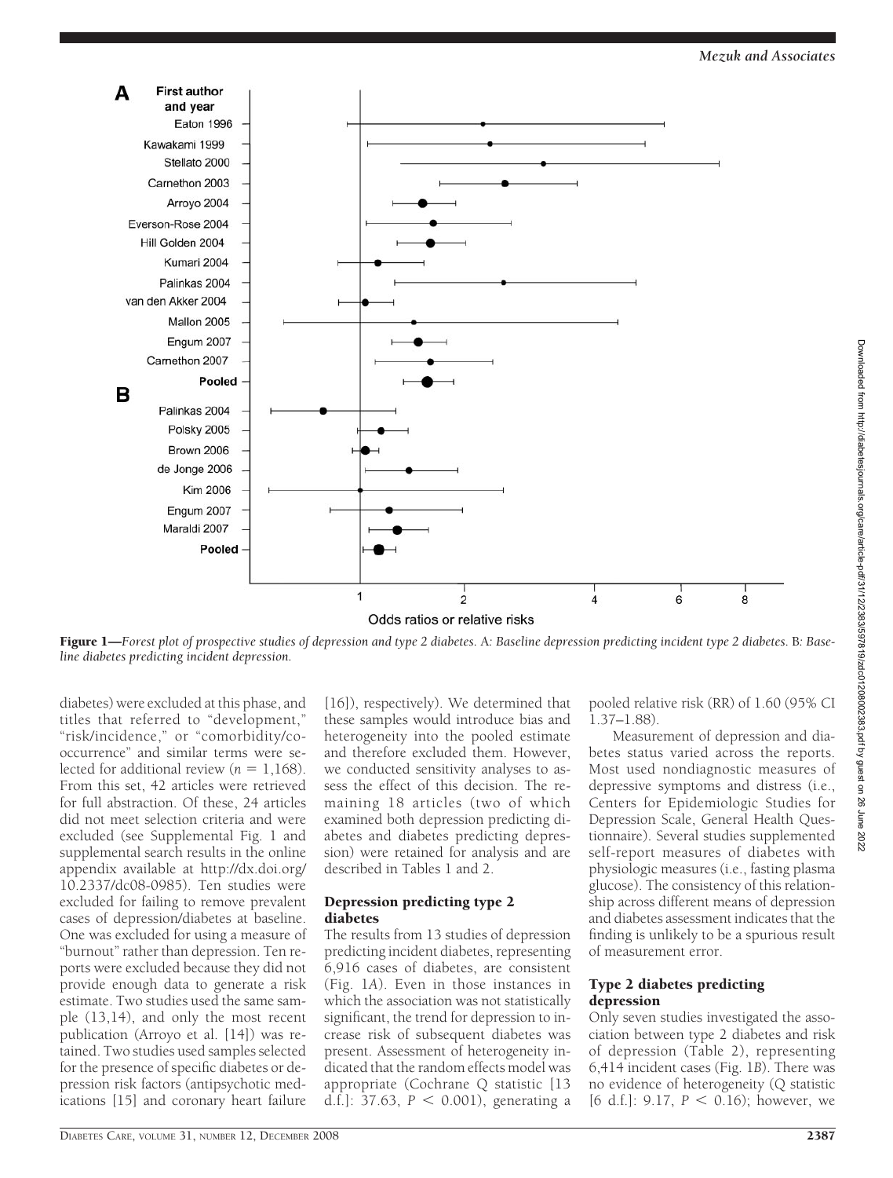**Figure 1**—*Forest plot of prospective studies of depression and type 2 diabetes.* A*: Baseline depression predicting incident type 2 diabetes.* B*: Baseline diabetes predicting incident depression.*

diabetes) were excluded at this phase, and titles that referred to "development," "risk/incidence," or "comorbidity/co-occurrence" and similar terms were selected for additional review ($n = 1{,}168$). From this set, 42 articles were retrieved for full abstraction. Of these, 24 articles did not meet selection criteria and were excluded (see Supplemental Fig. 1 and supplemental search results in the online appendix available at http://dx.doi.org/10.2337/dc08-0985). Ten studies were excluded for failing to remove prevalent cases of depression/diabetes at baseline. One was excluded for using a measure of "burnout" rather than depression. Ten reports were excluded because they did not provide enough data to generate a risk estimate. Two studies used the same sample (13,14), and only the most recent publication (Arroyo et al. [14]) was retained. Two studies used samples selected for the presence of specific diabetes or depression risk factors (antipsychotic medications [15] and coronary heart failure [16]), respectively). We determined that these samples would introduce bias and heterogeneity into the pooled estimate and therefore excluded them. However, we conducted sensitivity analyses to assess the effect of this decision. The remaining 18 articles (two of which examined both depression predicting diabetes and diabetes predicting depression) were retained for analysis and are described in Tables 1 and 2.

### Depression predicting type 2 diabetes

The results from 13 studies of depression predicting incident diabetes, representing 6,916 cases of diabetes, are consistent (Fig. 1*A*). Even in those instances in which the association was not statistically significant, the trend for depression to increase risk of subsequent diabetes was present. Assessment of heterogeneity indicated that the random effects model was appropriate (Cochrane Q statistic [13 d.f.]: 37.63, $P < 0.001$), generating a pooled relative risk (RR) of 1.60 (95% CI 1.37–1.88).

Measurement of depression and diabetes status varied across the reports. Most used nondiagnostic measures of depressive symptoms and distress (i.e., Centers for Epidemiologic Studies for Depression Scale, General Health Questionnaire). Several studies supplemented self-report measures of diabetes with physiologic measures (i.e., fasting plasma glucose). The consistency of this relationship across different means of depression and diabetes assessment indicates that the finding is unlikely to be a spurious result of measurement error.

### Type 2 diabetes predicting depression

Only seven studies investigated the association between type 2 diabetes and risk of depression (Table 2), representing 6,414 incident cases (Fig. 1*B*). There was no evidence of heterogeneity (Q statistic [6 d.f.]: 9.17, $P < 0.16$); however, we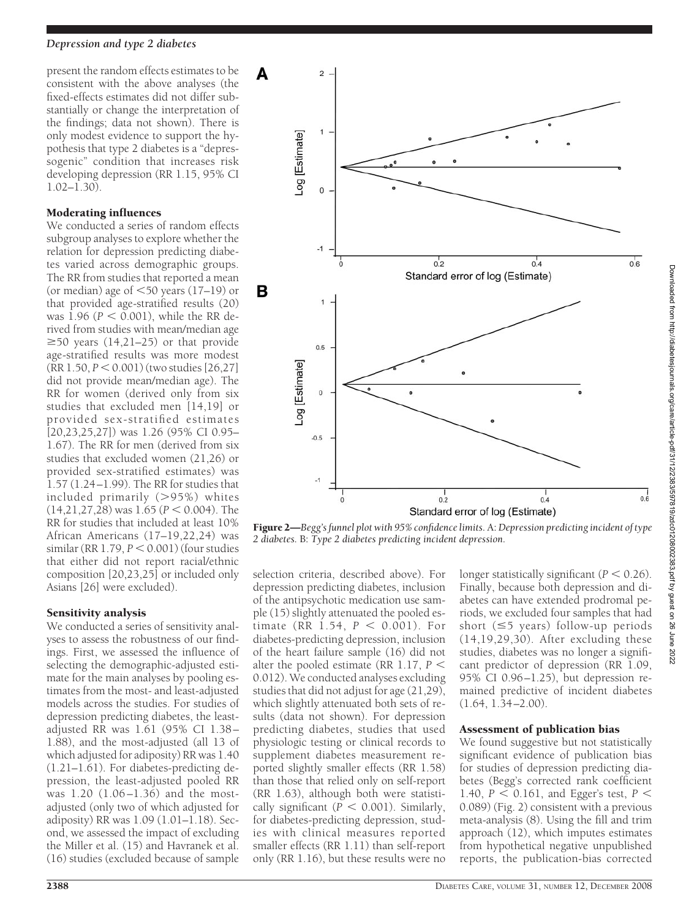present the random effects estimates to be consistent with the above analyses (the fixed-effects estimates did not differ substantially or change the interpretation of the findings; data not shown). There is only modest evidence to support the hypothesis that type 2 diabetes is a "depressogenic" condition that increases risk developing depression (RR 1.15, 95% CI 1.02–1.30).

### Moderating influences

We conducted a series of random effects subgroup analyses to explore whether the relation for depression predicting diabetes varied across demographic groups. The RR from studies that reported a mean (or median) age of <50 years (17–19) or that provided age-stratified results (20) was 1.96 ($P < 0.001$), while the RR derived from studies with mean/median age ≥50 years (14,21–25) or that provide age-stratified results was more modest (RR 1.50, $P < 0.001$) (two studies [26,27] did not provide mean/median age). The RR for women (derived only from six studies that excluded men [14,19] or provided sex-stratified estimates [20,23,25,27]) was 1.26 (95% CI 0.95–1.67). The RR for men (derived from six studies that excluded women (21,26) or provided sex-stratified estimates) was 1.57 (1.24–1.99). The RR for studies that included primarily (>95%) whites (14,21,27,28) was 1.65 ($P < 0.004$). The RR for studies that included at least 10% African Americans (17–19,22,24) was similar (RR 1.79, $P < 0.001$) (four studies that either did not report racial/ethnic composition [20,23,25] or included only Asians [26] were excluded).

### Sensitivity analysis

We conducted a series of sensitivity analyses to assess the robustness of our findings. First, we assessed the influence of selecting the demographic-adjusted estimate for the main analyses by pooling estimates from the most- and least-adjusted models across the studies. For studies of depression predicting diabetes, the least-adjusted RR was 1.61 (95% CI 1.38–1.88), and the most-adjusted (all 13 of which adjusted for adiposity) RR was 1.40 (1.21–1.61). For diabetes-predicting depression, the least-adjusted pooled RR was 1.20 (1.06–1.36) and the most-adjusted (only two of which adjusted for adiposity) RR was 1.09 (1.01–1.18). Second, we assessed the impact of excluding the Miller et al. (15) and Havranek et al. (16) studies (excluded because of sample selection criteria, described above). For depression predicting diabetes, inclusion of the antipsychotic medication use sample (15) slightly attenuated the pooled estimate (RR 1.54, $P < 0.001$). For diabetes-predicting depression, inclusion of the heart failure sample (16) did not alter the pooled estimate (RR 1.17, $P < 0.012$). We conducted analyses excluding studies that did not adjust for age (21,29), which slightly attenuated both sets of results (data not shown). For depression predicting diabetes, studies that used physiologic testing or clinical records to supplement diabetes measurement reported slightly smaller effects (RR 1.58) than those that relied only on self-report (RR 1.63), although both were statistically significant ($P < 0.001$). Similarly, for diabetes-predicting depression, studies with clinical measures reported smaller effects (RR 1.11) than self-report only (RR 1.16), but these results were no longer statistically significant ($P < 0.26$). Finally, because both depression and diabetes can have extended prodromal periods, we excluded four samples that had short (≤5 years) follow-up periods (14,19,29,30). After excluding these studies, diabetes was no longer a significant predictor of depression (RR 1.09, 95% CI 0.96–1.25), but depression remained predictive of incident diabetes (1.64, 1.34–2.00).

**Figure 2**—*Begg's funnel plot with 95% confidence limits.* A: *Depression predicting incident of type 2 diabetes.* B: *Type 2 diabetes predicting incident depression.*

### Assessment of publication bias

We found suggestive but not statistically significant evidence of publication bias for studies of depression predicting diabetes (Begg's corrected rank coefficient 1.40, $P < 0.161$, and Egger's test, $P < 0.089$) (Fig. 2) consistent with a previous meta-analysis (8). Using the fill and trim approach (12), which imputes estimates from hypothetical negative unpublished reports, the publication-bias corrected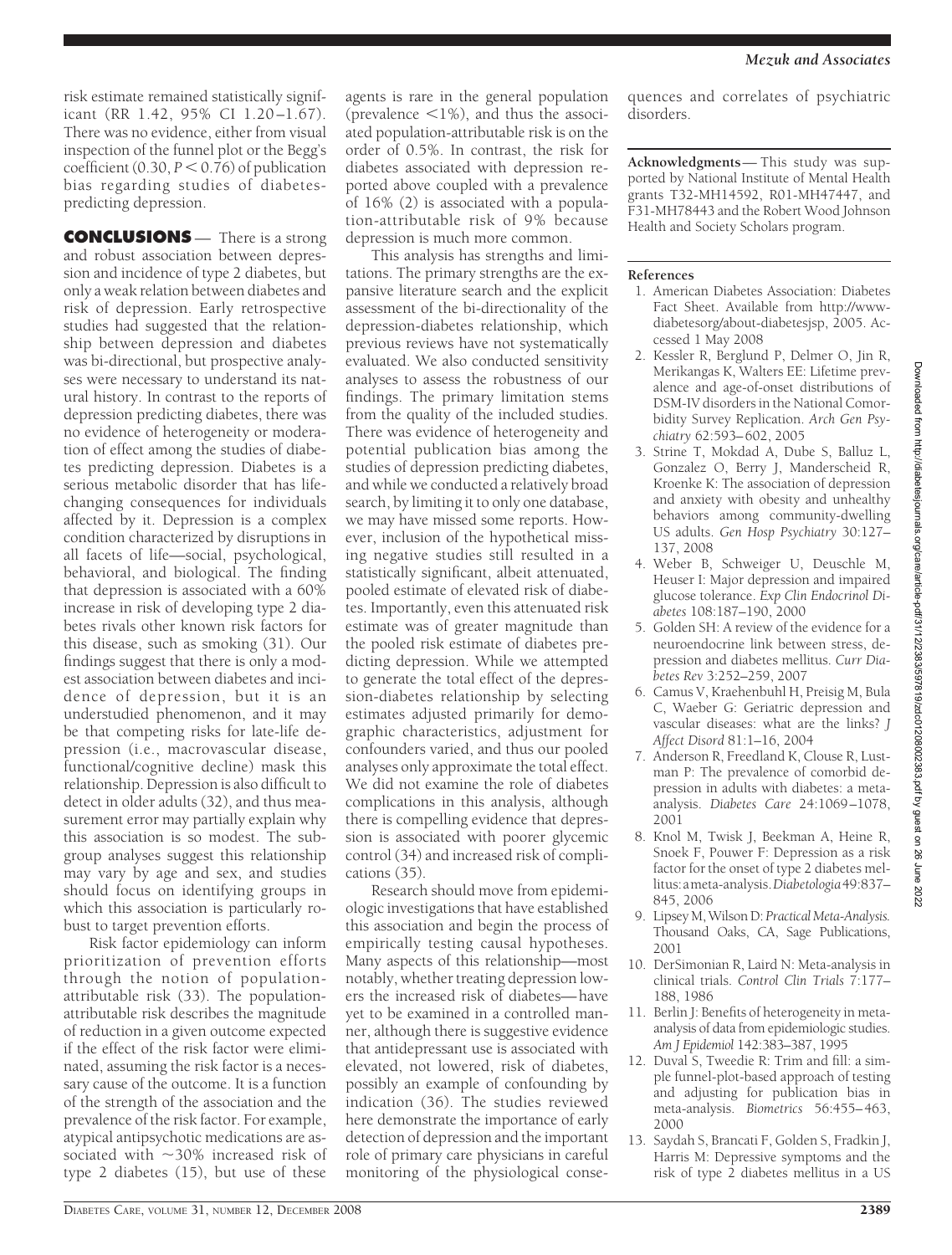risk estimate remained statistically significant (RR 1.42, 95% CI 1.20–1.67). There was no evidence, either from visual inspection of the funnel plot or the Begg's coefficient (0.30, $P < 0.76$) of publication bias regarding studies of diabetes-predicting depression.

## CONCLUSIONS

— There is a strong and robust association between depression and incidence of type 2 diabetes, but only a weak relation between diabetes and risk of depression. Early retrospective studies had suggested that the relationship between depression and diabetes was bi-directional, but prospective analyses were necessary to understand its natural history. In contrast to the reports of depression predicting diabetes, there was no evidence of heterogeneity or moderation of effect among the studies of diabetes predicting depression. Diabetes is a serious metabolic disorder that has life-changing consequences for individuals affected by it. Depression is a complex condition characterized by disruptions in all facets of life—social, psychological, behavioral, and biological. The finding that depression is associated with a 60% increase in risk of developing type 2 diabetes rivals other known risk factors for this disease, such as smoking (31). Our findings suggest that there is only a modest association between diabetes and incidence of depression, but it is an understudied phenomenon, and it may be that competing risks for late-life depression (i.e., macrovascular disease, functional/cognitive decline) mask this relationship. Depression is also difficult to detect in older adults (32), and thus measurement error may partially explain why this association is so modest. The subgroup analyses suggest this relationship may vary by age and sex, and studies should focus on identifying groups in which this association is particularly robust to target prevention efforts.

Risk factor epidemiology can inform prioritization of prevention efforts through the notion of population-attributable risk (33). The population-attributable risk describes the magnitude of reduction in a given outcome expected if the effect of the risk factor were eliminated, assuming the risk factor is a necessary cause of the outcome. It is a function of the strength of the association and the prevalence of the risk factor. For example, atypical antipsychotic medications are associated with ~30% increased risk of type 2 diabetes (15), but use of these agents is rare in the general population (prevalence <1%), and thus the associated population-attributable risk is on the order of 0.5%. In contrast, the risk for diabetes associated with depression reported above coupled with a prevalence of 16% (2) is associated with a population-attributable risk of 9% because depression is much more common.

This analysis has strengths and limitations. The primary strengths are the expansive literature search and the explicit assessment of the bi-directionality of the depression-diabetes relationship, which previous reviews have not systematically evaluated. We also conducted sensitivity analyses to assess the robustness of our findings. The primary limitation stems from the quality of the included studies. There was evidence of heterogeneity and potential publication bias among the studies of depression predicting diabetes, and while we conducted a relatively broad search, by limiting it to only one database, we may have missed some reports. However, inclusion of the hypothetical missing negative studies still resulted in a statistically significant, albeit attenuated, pooled estimate of elevated risk of diabetes. Importantly, even this attenuated risk estimate was of greater magnitude than the pooled risk estimate of diabetes predicting depression. While we attempted to generate the total effect of the depression-diabetes relationship by selecting estimates adjusted primarily for demographic characteristics, adjustment for confounders varied, and thus our pooled analyses only approximate the total effect. We did not examine the role of diabetes complications in this analysis, although there is compelling evidence that depression is associated with poorer glycemic control (34) and increased risk of complications (35).

Research should move from epidemiologic investigations that have established this association and begin the process of empirically testing causal hypotheses. Many aspects of this relationship—most notably, whether treating depression lowers the increased risk of diabetes—have yet to be examined in a controlled manner, although there is suggestive evidence that antidepressant use is associated with elevated, not lowered, risk of diabetes, possibly an example of confounding by indication (36). The studies reviewed here demonstrate the importance of early detection of depression and the important role of primary care physicians in careful monitoring of the physiological consequences and correlates of psychiatric disorders.

**Acknowledgments**— This study was supported by National Institute of Mental Health grants T32-MH14592, R01-MH47447, and F31-MH78443 and the Robert Wood Johnson Health and Society Scholars program.

## References

1. American Diabetes Association: Diabetes Fact Sheet. Available from http://www-diabetesorg/about-diabetesjsp, 2005. Accessed 1 May 2008
2. Kessler R, Berglund P, Delmer O, Jin R, Merikangas K, Walters EE: Lifetime prevalence and age-of-onset distributions of DSM-IV disorders in the National Comorbidity Survey Replication. *Arch Gen Psychiatry* 62:593–602, 2005
3. Strine T, Mokdad A, Dube S, Balluz L, Gonzalez O, Berry J, Manderscheid R, Kroenke K: The association of depression and anxiety with obesity and unhealthy behaviors among community-dwelling US adults. *Gen Hosp Psychiatry* 30:127–137, 2008
4. Weber B, Schweiger U, Deuschle M, Heuser I: Major depression and impaired glucose tolerance. *Exp Clin Endocrinol Diabetes* 108:187–190, 2000
5. Golden SH: A review of the evidence for a neuroendocrine link between stress, depression and diabetes mellitus. *Curr Diabetes Rev* 3:252–259, 2007
6. Camus V, Kraehenbuhl H, Preisig M, Bula C, Waeber G: Geriatric depression and vascular diseases: what are the links? *J Affect Disord* 81:1–16, 2004
7. Anderson R, Freedland K, Clouse R, Lustman P: The prevalence of comorbid depression in adults with diabetes: a meta-analysis. *Diabetes Care* 24:1069–1078, 2001
8. Knol M, Twisk J, Beekman A, Heine R, Snoek F, Pouwer F: Depression as a risk factor for the onset of type 2 diabetes mellitus: a meta-analysis. *Diabetologia* 49:837–845, 2006
9. Lipsey M, Wilson D: *Practical Meta-Analysis.* Thousand Oaks, CA, Sage Publications, 2001
10. DerSimonian R, Laird N: Meta-analysis in clinical trials. *Control Clin Trials* 7:177–188, 1986
11. Berlin J: Benefits of heterogeneity in meta-analysis of data from epidemiologic studies. *Am J Epidemiol* 142:383–387, 1995
12. Duval S, Tweedie R: Trim and fill: a simple funnel-plot-based approach of testing and adjusting for publication bias in meta-analysis. *Biometrics* 56:455–463, 2000
13. Saydah S, Brancati F, Golden S, Fradkin J, Harris M: Depressive symptoms and the risk of type 2 diabetes mellitus in a US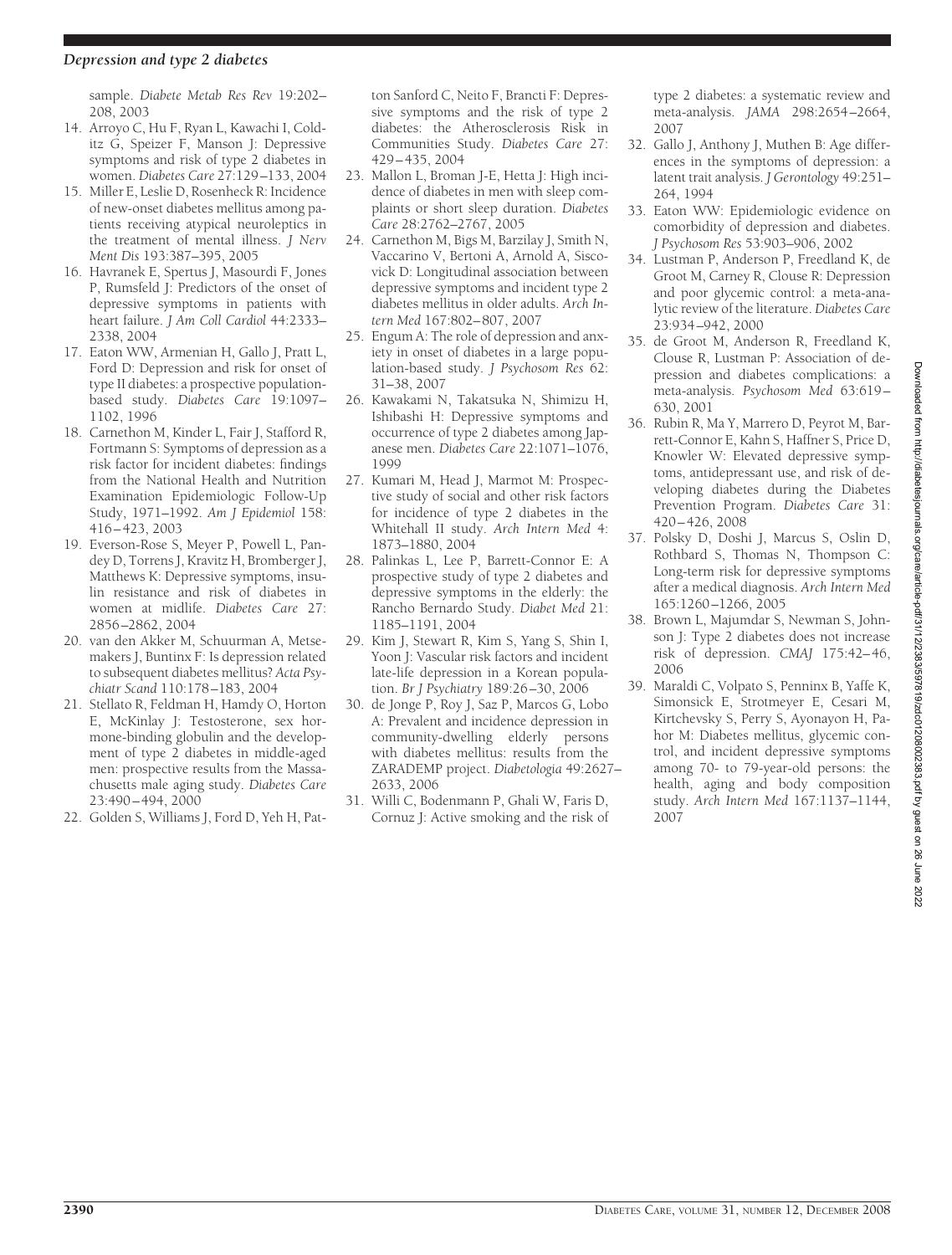sample. *Diabete Metab Res Rev* 19:202–208, 2003

14. Arroyo C, Hu F, Ryan L, Kawachi I, Colditz G, Speizer F, Manson J: Depressive symptoms and risk of type 2 diabetes in women. *Diabetes Care* 27:129–133, 2004
15. Miller E, Leslie D, Rosenheck R: Incidence of new-onset diabetes mellitus among patients receiving atypical neuroleptics in the treatment of mental illness. *J Nerv Ment Dis* 193:387–395, 2005
16. Havranek E, Spertus J, Masourdi F, Jones P, Rumsfeld J: Predictors of the onset of depressive symptoms in patients with heart failure. *J Am Coll Cardiol* 44:2333–2338, 2004
17. Eaton WW, Armenian H, Gallo J, Pratt L, Ford D: Depression and risk for onset of type II diabetes: a prospective population-based study. *Diabetes Care* 19:1097–1102, 1996
18. Carnethon M, Kinder L, Fair J, Stafford R, Fortmann S: Symptoms of depression as a risk factor for incident diabetes: findings from the National Health and Nutrition Examination Epidemiologic Follow-Up Study, 1971–1992. *Am J Epidemiol* 158:416–423, 2003
19. Everson-Rose S, Meyer P, Powell L, Pandey D, Torrens J, Kravitz H, Bromberger J, Matthews K: Depressive symptoms, insulin resistance and risk of diabetes in women at midlife. *Diabetes Care* 27:2856–2862, 2004
20. van den Akker M, Schuurman A, Metsemakers J, Buntinx F: Is depression related to subsequent diabetes mellitus? *Acta Psychiatr Scand* 110:178–183, 2004
21. Stellato R, Feldman H, Hamdy O, Horton E, McKinlay J: Testosterone, sex hormone-binding globulin and the development of type 2 diabetes in middle-aged men: prospective results from the Massachusetts male aging study. *Diabetes Care* 23:490–494, 2000
22. Golden S, Williams J, Ford D, Yeh H, Patton Sanford C, Neito F, Brancti F: Depressive symptoms and the risk of type 2 diabetes: the Atherosclerosis Risk in Communities Study. *Diabetes Care* 27:429–435, 2004
23. Mallon L, Broman J-E, Hetta J: High incidence of diabetes in men with sleep complaints or short sleep duration. *Diabetes Care* 28:2762–2767, 2005
24. Carnethon M, Bigs M, Barzilay J, Smith N, Vaccarino V, Bertoni A, Arnold A, Siscovick D: Longitudinal association between depressive symptoms and incident type 2 diabetes mellitus in older adults. *Arch Intern Med* 167:802–807, 2007
25. Engum A: The role of depression and anxiety in onset of diabetes in a large population-based study. *J Psychosom Res* 62:31–38, 2007
26. Kawakami N, Takatsuka N, Shimizu H, Ishibashi H: Depressive symptoms and occurrence of type 2 diabetes among Japanese men. *Diabetes Care* 22:1071–1076, 1999
27. Kumari M, Head J, Marmot M: Prospective study of social and other risk factors for incidence of type 2 diabetes in the Whitehall II study. *Arch Intern Med* 4:1873–1880, 2004
28. Palinkas L, Lee P, Barrett-Connor E: A prospective study of type 2 diabetes and depressive symptoms in the elderly: the Rancho Bernardo Study. *Diabet Med* 21:1185–1191, 2004
29. Kim J, Stewart R, Kim S, Yang S, Shin I, Yoon J: Vascular risk factors and incident late-life depression in a Korean population. *Br J Psychiatry* 189:26–30, 2006
30. de Jonge P, Roy J, Saz P, Marcos G, Lobo A: Prevalent and incidence depression in community-dwelling elderly persons with diabetes mellitus: results from the ZARADEMP project. *Diabetologia* 49:2627–2633, 2006
31. Willi C, Bodenmann P, Ghali W, Faris D, Cornuz J: Active smoking and the risk of type 2 diabetes: a systematic review and meta-analysis. *JAMA* 298:2654–2664, 2007
32. Gallo J, Anthony J, Muthen B: Age differences in the symptoms of depression: a latent trait analysis. *J Gerontology* 49:251–264, 1994
33. Eaton WW: Epidemiologic evidence on comorbidity of depression and diabetes. *J Psychosom Res* 53:903–906, 2002
34. Lustman P, Anderson P, Freedland K, de Groot M, Carney R, Clouse R: Depression and poor glycemic control: a meta-analytic review of the literature. *Diabetes Care* 23:934–942, 2000
35. de Groot M, Anderson R, Freedland K, Clouse R, Lustman P: Association of depression and diabetes complications: a meta-analysis. *Psychosom Med* 63:619–630, 2001
36. Rubin R, Ma Y, Marrero D, Peyrot M, Barrett-Connor E, Kahn S, Haffner S, Price D, Knowler W: Elevated depressive symptoms, antidepressant use, and risk of developing diabetes during the Diabetes Prevention Program. *Diabetes Care* 31:420–426, 2008
37. Polsky D, Doshi J, Marcus S, Oslin D, Rothbard S, Thomas N, Thompson C: Long-term risk for depressive symptoms after a medical diagnosis. *Arch Intern Med* 165:1260–1266, 2005
38. Brown L, Majumdar S, Newman S, Johnson J: Type 2 diabetes does not increase risk of depression. *CMAJ* 175:42–46, 2006
39. Maraldi C, Volpato S, Penninx B, Yaffe K, Simonsick E, Strotmeyer E, Cesari M, Kirtchevsky S, Perry S, Ayonayon H, Pahor M: Diabetes mellitus, glycemic control, and incident depressive symptoms among 70- to 79-year-old persons: the health, aging and body composition study. *Arch Intern Med* 167:1137–1144, 2007